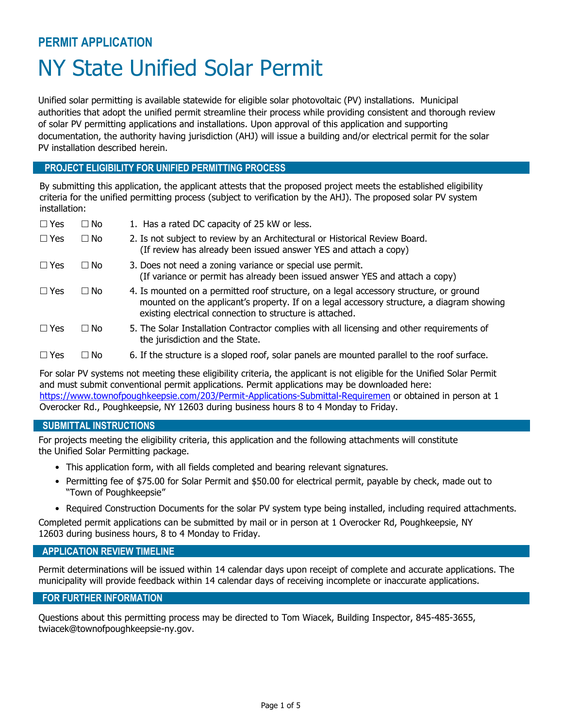## PERMIT APPLICATION

# NY State Unified Solar Permit

Unified solar permitting is available statewide for eligible solar photovoltaic (PV) installations. Municipal authorities that adopt the unified permit streamline their process while providing consistent and thorough review of solar PV permitting applications and installations. Upon approval of this application and supporting documentation, the authority having jurisdiction (AHJ) will issue a building and/or electrical permit for the solar PV installation described herein.

### PROJECT ELIGIBILITY FOR UNIFIED PERMITTING PROCESS

By submitting this application, the applicant attests that the proposed project meets the established eligibility criteria for the unified permitting process (subject to verification by the AHJ). The proposed solar PV system installation:

☐ Yes ☐ No 1. Has a rated DC capacity of 25 kW or less.

☐ Yes ☐ No 2. Is not subject to review by an Architectural or Historical Review Board. (If review has already been issued answer YES and attach a copy)

☐ Yes ☐ No 3. Does not need a zoning variance or special use permit. (If variance or permit has already been issued answer YES and attach a copy)

☐ Yes ☐ No 4. Is mounted on a permitted roof structure, on a legal accessory structure, or ground mounted on the applicant's property. If on a legal accessory structure, a diagram showing existing electrical connection to structure is attached.

☐ Yes ☐ No 5. The Solar Installation Contractor complies with all licensing and other requirements of the jurisdiction and the State.

☐ Yes ☐ No 6. If the structure is a sloped roof, solar panels are mounted parallel to the roof surface.

For solar PV systems not meeting these eligibility criteria, the applicant is not eligible for the Unified Solar Permit and must submit conventional permit applications. Permit applications may be downloaded here: https://www.townofpoughkeepsie.com/203/Permit-Applications-Submittal-Requiremen or obtained in person at 1 Overocker Rd., Poughkeepsie, NY 12603 during business hours 8 to 4 Monday to Friday.

### SUBMITTAL INSTRUCTIONS

For projects meeting the eligibility criteria, this application and the following attachments will constitute the Unified Solar Permitting package.

- This application form, with all fields completed and bearing relevant signatures.
- Permitting fee of $75.00 for Solar Permit and $50.00 for electrical permit, payable by check, made out to "Town of Poughkeepsie"
- Required Construction Documents for the solar PV system type being installed, including required attachments.

Completed permit applications can be submitted by mail or in person at 1 Overocker Rd, Poughkeepsie, NY 12603 during business hours, 8 to 4 Monday to Friday.

### APPLICATION REVIEW TIMELINE

Permit determinations will be issued within 14 calendar days upon receipt of complete and accurate applications. The municipality will provide feedback within 14 calendar days of receiving incomplete or inaccurate applications.

### FOR FURTHER INFORMATION

Questions about this permitting process may be directed to Tom Wiacek, Building Inspector, 845-485-3655, twiacek@townofpoughkeepsie-ny.gov.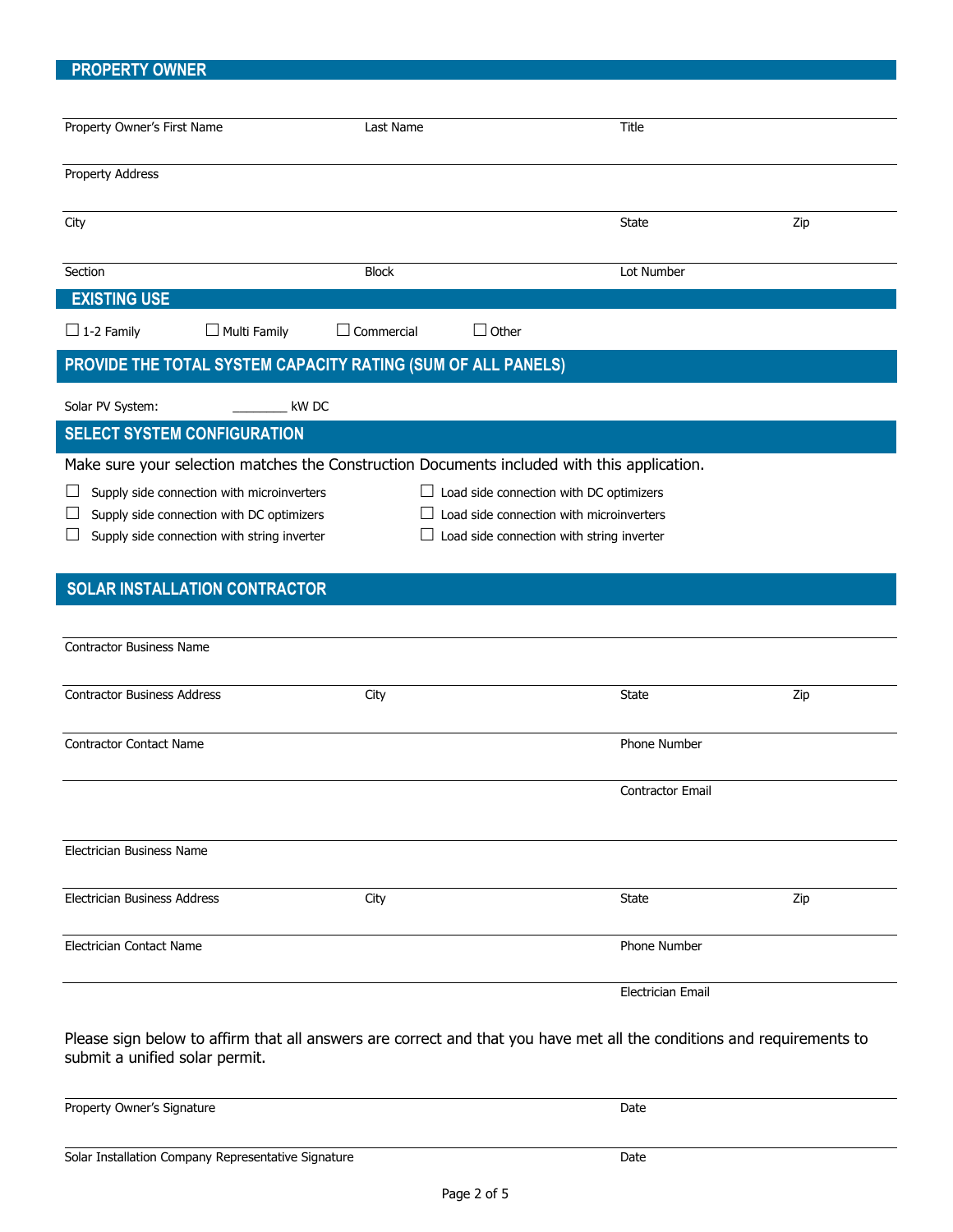## PROPERTY OWNER

| Property Owner's First Name | Last Name | Title |
|---|---|---|
| | | |

Property Address

| City | State | Zip |
|---|---|---|
| | | |

| Section | Block | Lot Number |
|---|---|---|
| | | |

## EXISTING USE

☐ 1-2 Family ☐ Multi Family ☐ Commercial ☐ Other

## PROVIDE THE TOTAL SYSTEM CAPACITY RATING (SUM OF ALL PANELS)

Solar PV System: ________ kW DC

## SELECT SYSTEM CONFIGURATION

Make sure your selection matches the Construction Documents included with this application.

☐ Supply side connection with microinverters
☐ Supply side connection with DC optimizers
☐ Supply side connection with string inverter
☐ Load side connection with DC optimizers
☐ Load side connection with microinverters
☐ Load side connection with string inverter

## SOLAR INSTALLATION CONTRACTOR

Contractor Business Name

| Contractor Business Address | City | State | Zip |
|---|---|---|---|
| | | | |

| Contractor Contact Name | Phone Number |
|---|---|
| | |

Contractor Email

Electrician Business Name

| Electrician Business Address | City | State | Zip |
|---|---|---|---|
| | | | |

| Electrician Contact Name | Phone Number |
|---|---|
| | |

Electrician Email

Please sign below to affirm that all answers are correct and that you have met all the conditions and requirements to submit a unified solar permit.

| Property Owner's Signature | Date |
|---|---|
| | |

| Solar Installation Company Representative Signature | Date |
|---|---|
| | |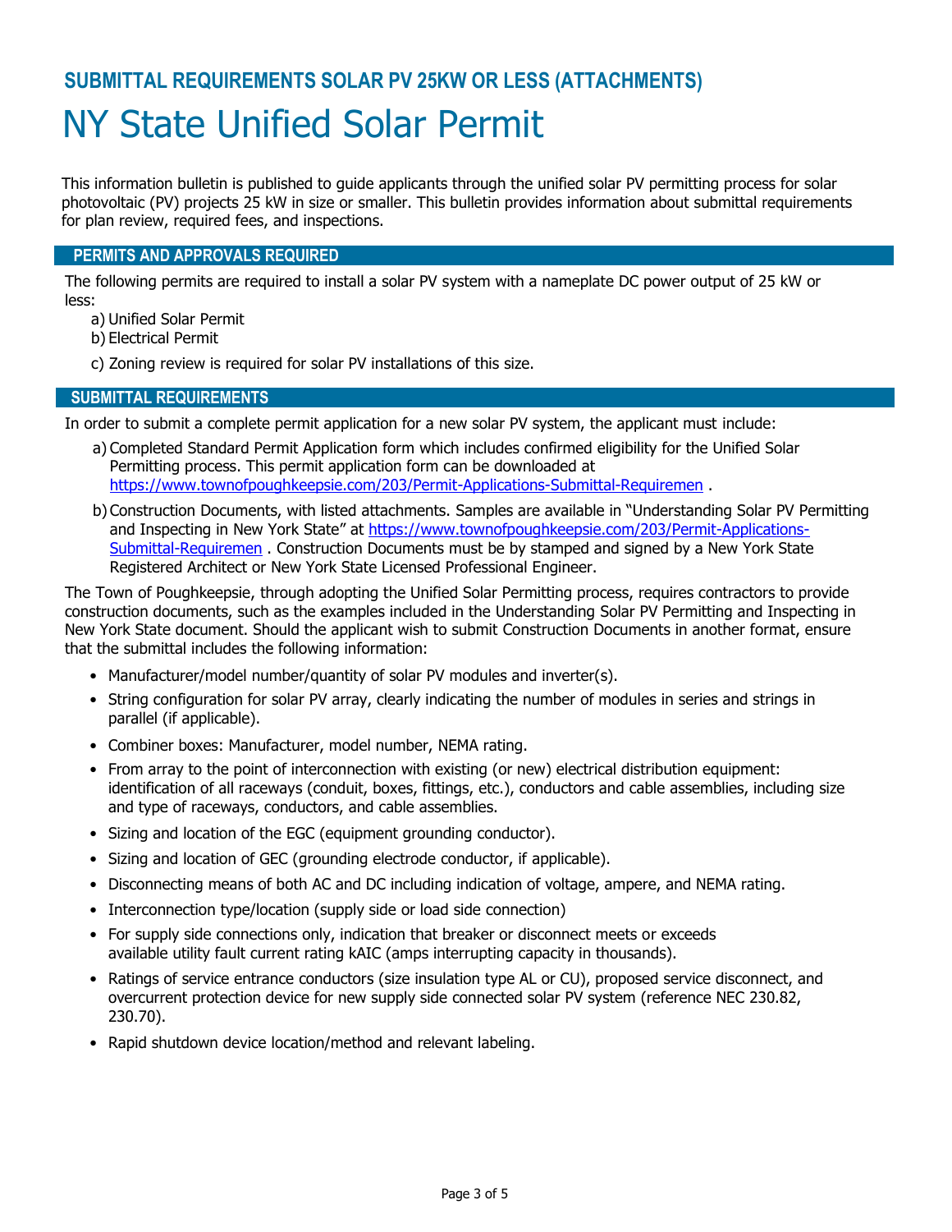## SUBMITTAL REQUIREMENTS SOLAR PV 25KW OR LESS (ATTACHMENTS)

# NY State Unified Solar Permit

This information bulletin is published to guide applicants through the unified solar PV permitting process for solar photovoltaic (PV) projects 25 kW in size or smaller. This bulletin provides information about submittal requirements for plan review, required fees, and inspections.

### PERMITS AND APPROVALS REQUIRED

The following permits are required to install a solar PV system with a nameplate DC power output of 25 kW or less:

a) Unified Solar Permit
b) Electrical Permit
c) Zoning review is required for solar PV installations of this size.

### SUBMITTAL REQUIREMENTS

In order to submit a complete permit application for a new solar PV system, the applicant must include:

a) Completed Standard Permit Application form which includes confirmed eligibility for the Unified Solar Permitting process. This permit application form can be downloaded at https://www.townofpoughkeepsie.com/203/Permit-Applications-Submittal-Requiremen .

b) Construction Documents, with listed attachments. Samples are available in "Understanding Solar PV Permitting and Inspecting in New York State" at https://www.townofpoughkeepsie.com/203/Permit-Applications-Submittal-Requiremen . Construction Documents must be by stamped and signed by a New York State Registered Architect or New York State Licensed Professional Engineer.

The Town of Poughkeepsie, through adopting the Unified Solar Permitting process, requires contractors to provide construction documents, such as the examples included in the Understanding Solar PV Permitting and Inspecting in New York State document. Should the applicant wish to submit Construction Documents in another format, ensure that the submittal includes the following information:

- Manufacturer/model number/quantity of solar PV modules and inverter(s).
- String configuration for solar PV array, clearly indicating the number of modules in series and strings in parallel (if applicable).
- Combiner boxes: Manufacturer, model number, NEMA rating.
- From array to the point of interconnection with existing (or new) electrical distribution equipment: identification of all raceways (conduit, boxes, fittings, etc.), conductors and cable assemblies, including size and type of raceways, conductors, and cable assemblies.
- Sizing and location of the EGC (equipment grounding conductor).
- Sizing and location of GEC (grounding electrode conductor, if applicable).
- Disconnecting means of both AC and DC including indication of voltage, ampere, and NEMA rating.
- Interconnection type/location (supply side or load side connection)
- For supply side connections only, indication that breaker or disconnect meets or exceeds available utility fault current rating kAIC (amps interrupting capacity in thousands).
- Ratings of service entrance conductors (size insulation type AL or CU), proposed service disconnect, and overcurrent protection device for new supply side connected solar PV system (reference NEC 230.82, 230.70).
- Rapid shutdown device location/method and relevant labeling.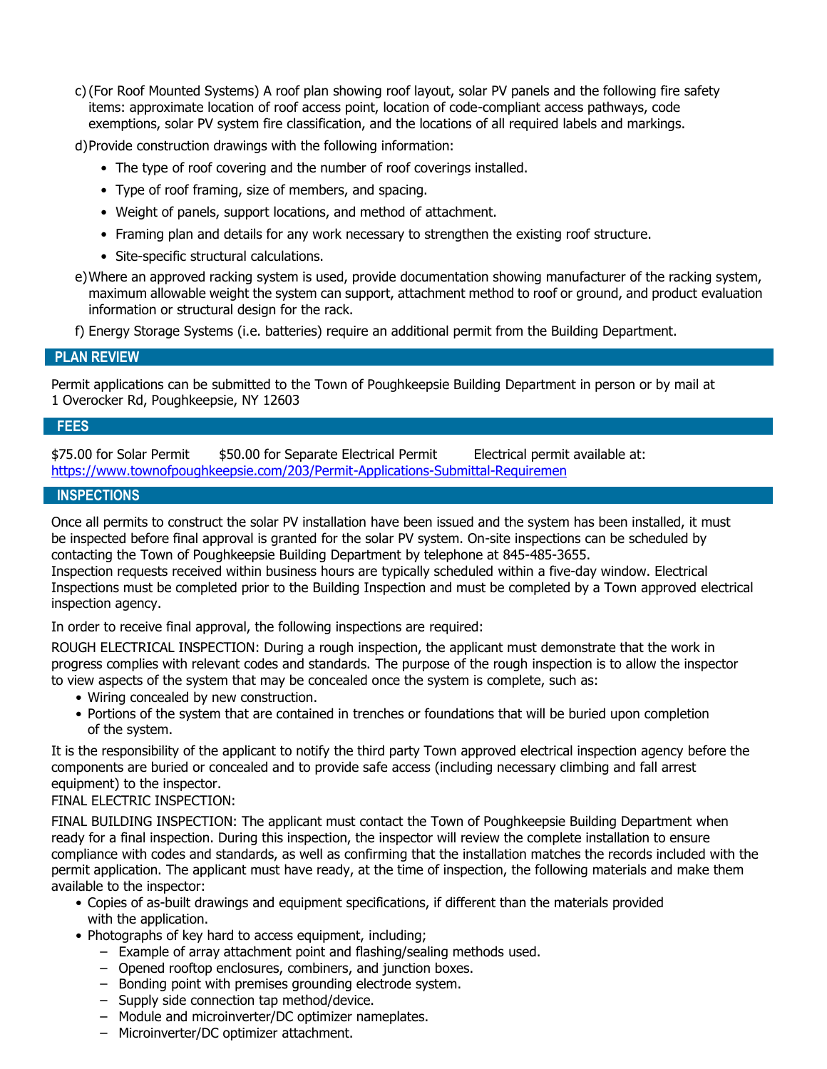c) (For Roof Mounted Systems) A roof plan showing roof layout, solar PV panels and the following fire safety items: approximate location of roof access point, location of code-compliant access pathways, code exemptions, solar PV system fire classification, and the locations of all required labels and markings.

d) Provide construction drawings with the following information:
   - The type of roof covering and the number of roof coverings installed.
   - Type of roof framing, size of members, and spacing.
   - Weight of panels, support locations, and method of attachment.
   - Framing plan and details for any work necessary to strengthen the existing roof structure.
   - Site-specific structural calculations.

e) Where an approved racking system is used, provide documentation showing manufacturer of the racking system, maximum allowable weight the system can support, attachment method to roof or ground, and product evaluation information or structural design for the rack.

f) Energy Storage Systems (i.e. batteries) require an additional permit from the Building Department.

## PLAN REVIEW

Permit applications can be submitted to the Town of Poughkeepsie Building Department in person or by mail at 1 Overocker Rd, Poughkeepsie, NY 12603

## FEES

$75.00 for Solar Permit    $50.00 for Separate Electrical Permit    Electrical permit available at: https://www.townofpoughkeepsie.com/203/Permit-Applications-Submittal-Requiremen

## INSPECTIONS

Once all permits to construct the solar PV installation have been issued and the system has been installed, it must be inspected before final approval is granted for the solar PV system. On-site inspections can be scheduled by contacting the Town of Poughkeepsie Building Department by telephone at 845-485-3655.
Inspection requests received within business hours are typically scheduled within a five-day window. Electrical Inspections must be completed prior to the Building Inspection and must be completed by a Town approved electrical inspection agency.

In order to receive final approval, the following inspections are required:

ROUGH ELECTRICAL INSPECTION: During a rough inspection, the applicant must demonstrate that the work in progress complies with relevant codes and standards. The purpose of the rough inspection is to allow the inspector to view aspects of the system that may be concealed once the system is complete, such as:

- Wiring concealed by new construction.
- Portions of the system that are contained in trenches or foundations that will be buried upon completion of the system.

It is the responsibility of the applicant to notify the third party Town approved electrical inspection agency before the components are buried or concealed and to provide safe access (including necessary climbing and fall arrest equipment) to the inspector.
FINAL ELECTRIC INSPECTION:

FINAL BUILDING INSPECTION: The applicant must contact the Town of Poughkeepsie Building Department when ready for a final inspection. During this inspection, the inspector will review the complete installation to ensure compliance with codes and standards, as well as confirming that the installation matches the records included with the permit application. The applicant must have ready, at the time of inspection, the following materials and make them available to the inspector:

- Copies of as-built drawings and equipment specifications, if different than the materials provided with the application.
- Photographs of key hard to access equipment, including;
  - Example of array attachment point and flashing/sealing methods used.
  - Opened rooftop enclosures, combiners, and junction boxes.
  - Bonding point with premises grounding electrode system.
  - Supply side connection tap method/device.
  - Module and microinverter/DC optimizer nameplates.
  - Microinverter/DC optimizer attachment.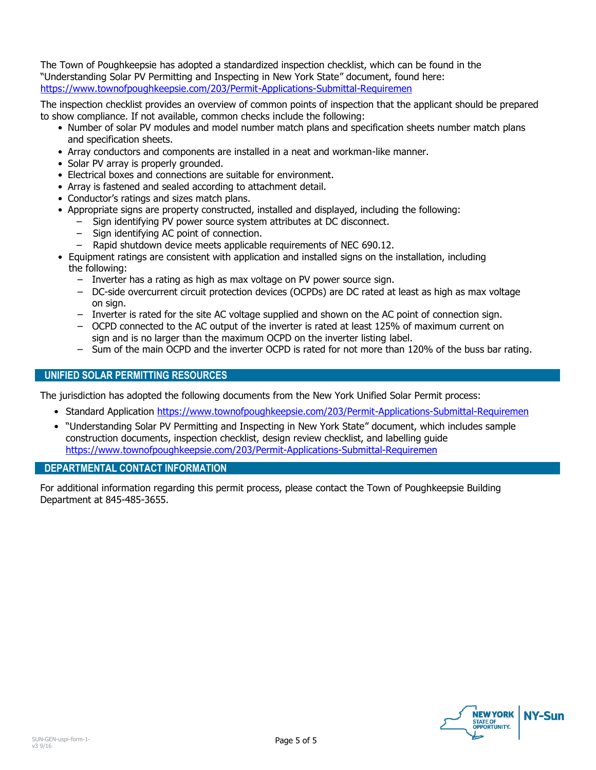The Town of Poughkeepsie has adopted a standardized inspection checklist, which can be found in the "Understanding Solar PV Permitting and Inspecting in New York State" document, found here: https://www.townofpoughkeepsie.com/203/Permit-Applications-Submittal-Requiremen

The inspection checklist provides an overview of common points of inspection that the applicant should be prepared to show compliance. If not available, common checks include the following:

- Number of solar PV modules and model number match plans and specification sheets number match plans and specification sheets.
- Array conductors and components are installed in a neat and workman-like manner.
- Solar PV array is properly grounded.
- Electrical boxes and connections are suitable for environment.
- Array is fastened and sealed according to attachment detail.
- Conductor's ratings and sizes match plans.
- Appropriate signs are property constructed, installed and displayed, including the following:
  - Sign identifying PV power source system attributes at DC disconnect.
  - Sign identifying AC point of connection.
  - Rapid shutdown device meets applicable requirements of NEC 690.12.
- Equipment ratings are consistent with application and installed signs on the installation, including the following:
  - Inverter has a rating as high as max voltage on PV power source sign.
  - DC-side overcurrent circuit protection devices (OCPDs) are DC rated at least as high as max voltage on sign.
  - Inverter is rated for the site AC voltage supplied and shown on the AC point of connection sign.
  - OCPD connected to the AC output of the inverter is rated at least 125% of maximum current on sign and is no larger than the maximum OCPD on the inverter listing label.
  - Sum of the main OCPD and the inverter OCPD is rated for not more than 120% of the buss bar rating.

## UNIFIED SOLAR PERMITTING RESOURCES

The jurisdiction has adopted the following documents from the New York Unified Solar Permit process:

- Standard Application https://www.townofpoughkeepsie.com/203/Permit-Applications-Submittal-Requiremen
- "Understanding Solar PV Permitting and Inspecting in New York State" document, which includes sample construction documents, inspection checklist, design review checklist, and labelling guide https://www.townofpoughkeepsie.com/203/Permit-Applications-Submittal-Requiremen

## DEPARTMENTAL CONTACT INFORMATION

For additional information regarding this permit process, please contact the Town of Poughkeepsie Building Department at 845-485-3655.